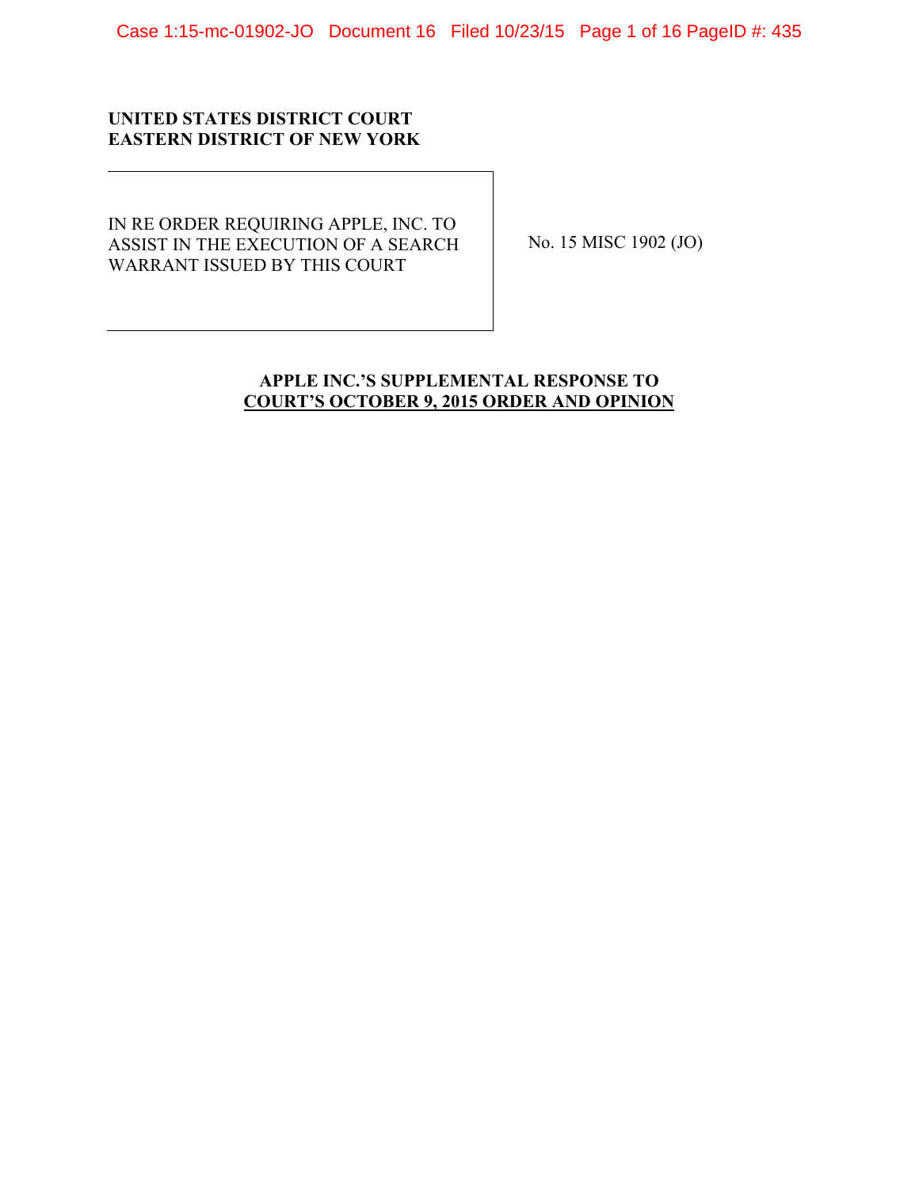**UNITED STATES DISTRICT COURT**
**EASTERN DISTRICT OF NEW YORK**

| | |
|---|---|
| IN RE ORDER REQUIRING APPLE, INC. TO ASSIST IN THE EXECUTION OF A SEARCH WARRANT ISSUED BY THIS COURT | No. 15 MISC 1902 (JO) |

**APPLE INC.'S SUPPLEMENTAL RESPONSE TO**
**COURT'S OCTOBER 9, 2015 ORDER AND OPINION**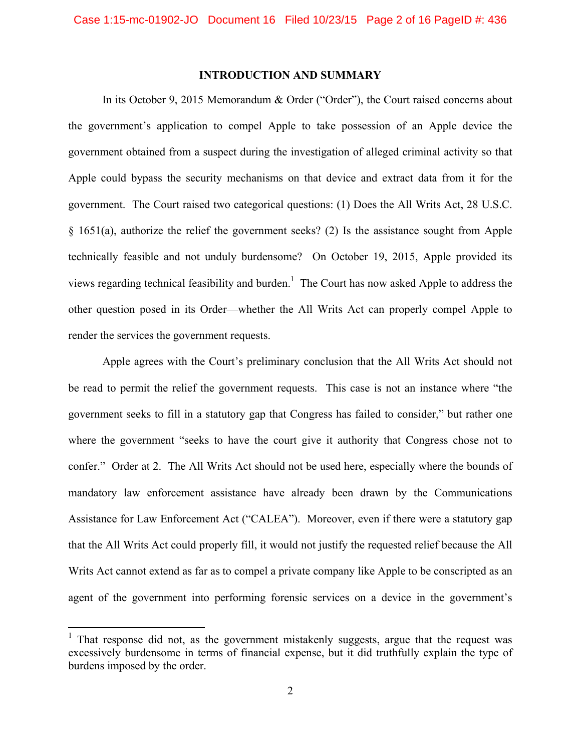## INTRODUCTION AND SUMMARY

In its October 9, 2015 Memorandum & Order ("Order"), the Court raised concerns about the government's application to compel Apple to take possession of an Apple device the government obtained from a suspect during the investigation of alleged criminal activity so that Apple could bypass the security mechanisms on that device and extract data from it for the government. The Court raised two categorical questions: (1) Does the All Writs Act, 28 U.S.C. § 1651(a), authorize the relief the government seeks? (2) Is the assistance sought from Apple technically feasible and not unduly burdensome? On October 19, 2015, Apple provided its views regarding technical feasibility and burden.[1] The Court has now asked Apple to address the other question posed in its Order—whether the All Writs Act can properly compel Apple to render the services the government requests.

Apple agrees with the Court's preliminary conclusion that the All Writs Act should not be read to permit the relief the government requests. This case is not an instance where "the government seeks to fill in a statutory gap that Congress has failed to consider," but rather one where the government "seeks to have the court give it authority that Congress chose not to confer." Order at 2. The All Writs Act should not be used here, especially where the bounds of mandatory law enforcement assistance have already been drawn by the Communications Assistance for Law Enforcement Act ("CALEA"). Moreover, even if there were a statutory gap that the All Writs Act could properly fill, it would not justify the requested relief because the All Writs Act cannot extend as far as to compel a private company like Apple to be conscripted as an agent of the government into performing forensic services on a device in the government's

[1] That response did not, as the government mistakenly suggests, argue that the request was excessively burdensome in terms of financial expense, but it did truthfully explain the type of burdens imposed by the order.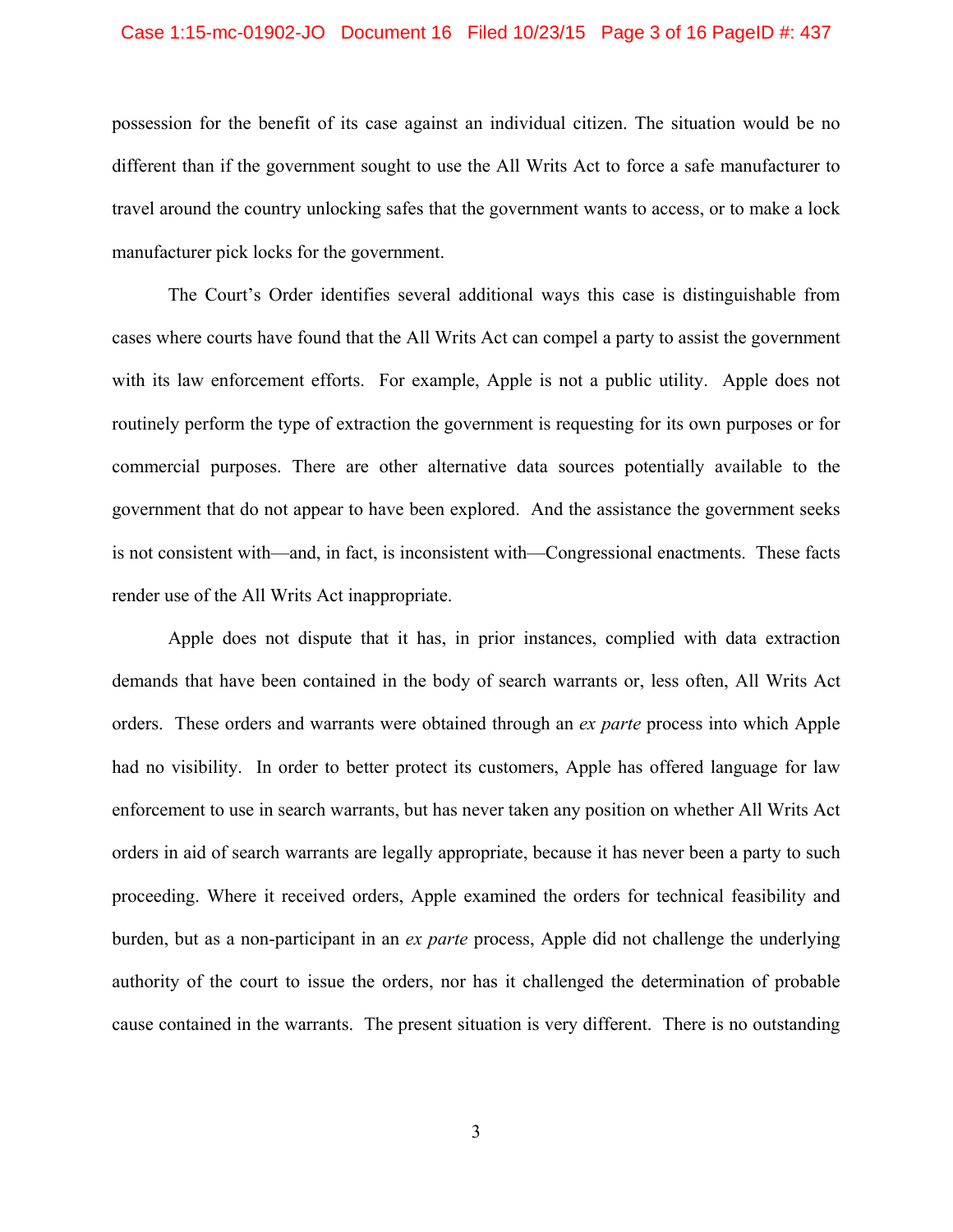possession for the benefit of its case against an individual citizen. The situation would be no different than if the government sought to use the All Writs Act to force a safe manufacturer to travel around the country unlocking safes that the government wants to access, or to make a lock manufacturer pick locks for the government.

The Court's Order identifies several additional ways this case is distinguishable from cases where courts have found that the All Writs Act can compel a party to assist the government with its law enforcement efforts. For example, Apple is not a public utility. Apple does not routinely perform the type of extraction the government is requesting for its own purposes or for commercial purposes. There are other alternative data sources potentially available to the government that do not appear to have been explored. And the assistance the government seeks is not consistent with—and, in fact, is inconsistent with—Congressional enactments. These facts render use of the All Writs Act inappropriate.

Apple does not dispute that it has, in prior instances, complied with data extraction demands that have been contained in the body of search warrants or, less often, All Writs Act orders. These orders and warrants were obtained through an *ex parte* process into which Apple had no visibility. In order to better protect its customers, Apple has offered language for law enforcement to use in search warrants, but has never taken any position on whether All Writs Act orders in aid of search warrants are legally appropriate, because it has never been a party to such proceeding. Where it received orders, Apple examined the orders for technical feasibility and burden, but as a non-participant in an *ex parte* process, Apple did not challenge the underlying authority of the court to issue the orders, nor has it challenged the determination of probable cause contained in the warrants. The present situation is very different. There is no outstanding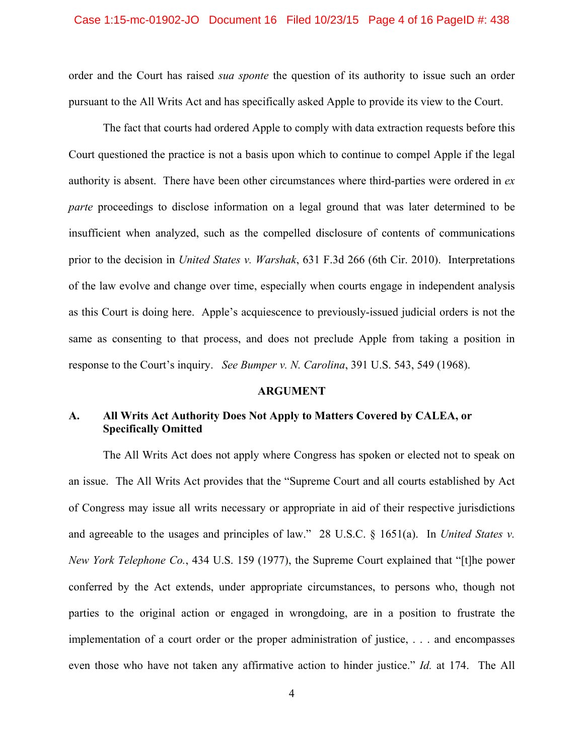order and the Court has raised *sua sponte* the question of its authority to issue such an order pursuant to the All Writs Act and has specifically asked Apple to provide its view to the Court.

The fact that courts had ordered Apple to comply with data extraction requests before this Court questioned the practice is not a basis upon which to continue to compel Apple if the legal authority is absent. There have been other circumstances where third-parties were ordered in *ex parte* proceedings to disclose information on a legal ground that was later determined to be insufficient when analyzed, such as the compelled disclosure of contents of communications prior to the decision in *United States v. Warshak*, 631 F.3d 266 (6th Cir. 2010). Interpretations of the law evolve and change over time, especially when courts engage in independent analysis as this Court is doing here. Apple's acquiescence to previously-issued judicial orders is not the same as consenting to that process, and does not preclude Apple from taking a position in response to the Court's inquiry. *See Bumper v. N. Carolina*, 391 U.S. 543, 549 (1968).

## ARGUMENT

### A. All Writs Act Authority Does Not Apply to Matters Covered by CALEA, or Specifically Omitted

The All Writs Act does not apply where Congress has spoken or elected not to speak on an issue. The All Writs Act provides that the "Supreme Court and all courts established by Act of Congress may issue all writs necessary or appropriate in aid of their respective jurisdictions and agreeable to the usages and principles of law." 28 U.S.C. § 1651(a). In *United States v. New York Telephone Co.*, 434 U.S. 159 (1977), the Supreme Court explained that "[t]he power conferred by the Act extends, under appropriate circumstances, to persons who, though not parties to the original action or engaged in wrongdoing, are in a position to frustrate the implementation of a court order or the proper administration of justice, . . . and encompasses even those who have not taken any affirmative action to hinder justice." *Id.* at 174. The All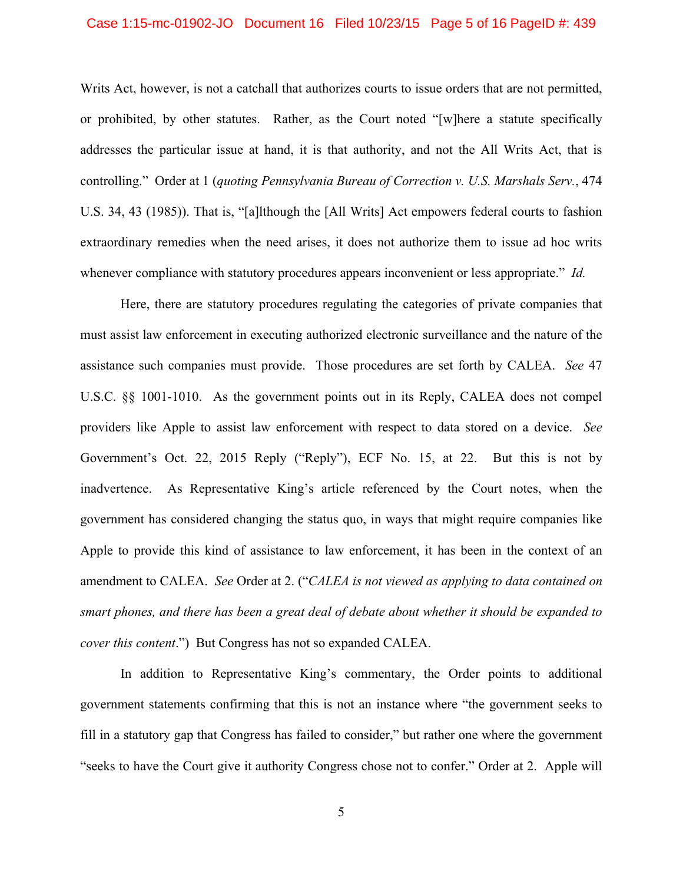Writs Act, however, is not a catchall that authorizes courts to issue orders that are not permitted, or prohibited, by other statutes. Rather, as the Court noted "[w]here a statute specifically addresses the particular issue at hand, it is that authority, and not the All Writs Act, that is controlling." Order at 1 (*quoting Pennsylvania Bureau of Correction v. U.S. Marshals Serv.*, 474 U.S. 34, 43 (1985)). That is, "[a]lthough the [All Writs] Act empowers federal courts to fashion extraordinary remedies when the need arises, it does not authorize them to issue ad hoc writs whenever compliance with statutory procedures appears inconvenient or less appropriate." *Id.*

Here, there are statutory procedures regulating the categories of private companies that must assist law enforcement in executing authorized electronic surveillance and the nature of the assistance such companies must provide. Those procedures are set forth by CALEA. *See* 47 U.S.C. §§ 1001-1010. As the government points out in its Reply, CALEA does not compel providers like Apple to assist law enforcement with respect to data stored on a device. *See* Government's Oct. 22, 2015 Reply ("Reply"), ECF No. 15, at 22. But this is not by inadvertence. As Representative King's article referenced by the Court notes, when the government has considered changing the status quo, in ways that might require companies like Apple to provide this kind of assistance to law enforcement, it has been in the context of an amendment to CALEA. *See* Order at 2. ("*CALEA is not viewed as applying to data contained on smart phones, and there has been a great deal of debate about whether it should be expanded to cover this content*.") But Congress has not so expanded CALEA.

In addition to Representative King's commentary, the Order points to additional government statements confirming that this is not an instance where "the government seeks to fill in a statutory gap that Congress has failed to consider," but rather one where the government "seeks to have the Court give it authority Congress chose not to confer." Order at 2. Apple will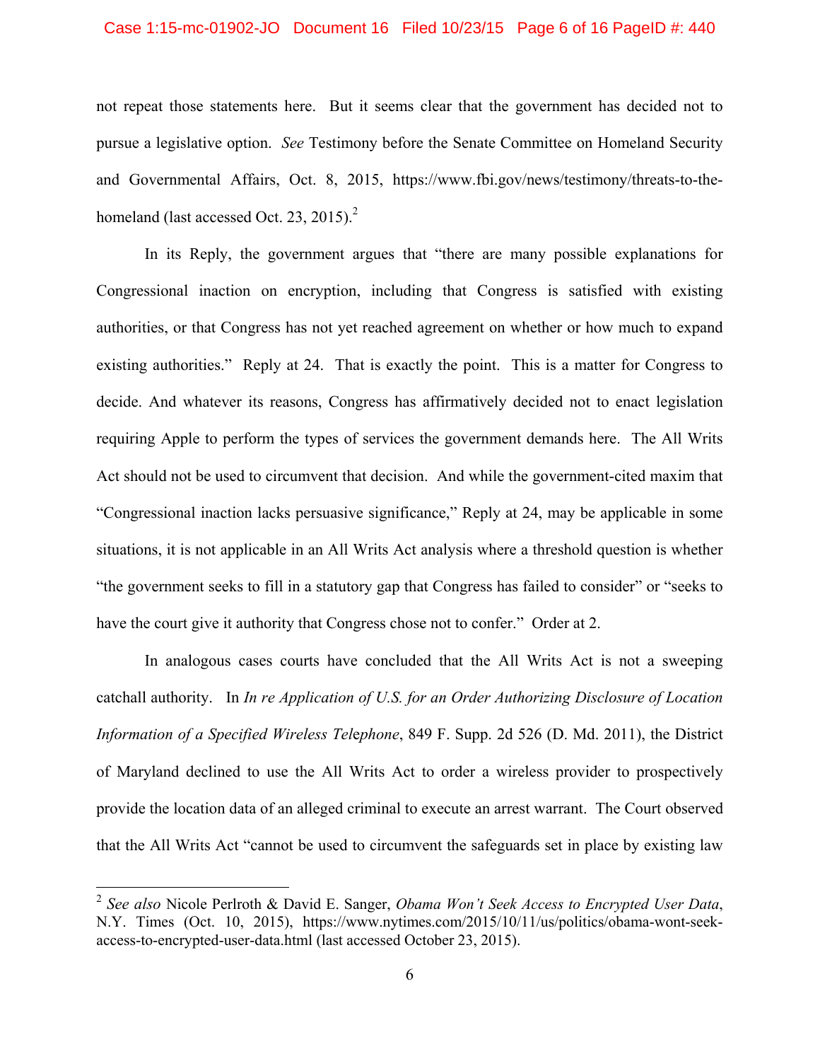not repeat those statements here. But it seems clear that the government has decided not to pursue a legislative option. *See* Testimony before the Senate Committee on Homeland Security and Governmental Affairs, Oct. 8, 2015, https://www.fbi.gov/news/testimony/threats-to-the-homeland (last accessed Oct. 23, 2015).[2]

In its Reply, the government argues that "there are many possible explanations for Congressional inaction on encryption, including that Congress is satisfied with existing authorities, or that Congress has not yet reached agreement on whether or how much to expand existing authorities." Reply at 24. That is exactly the point. This is a matter for Congress to decide. And whatever its reasons, Congress has affirmatively decided not to enact legislation requiring Apple to perform the types of services the government demands here. The All Writs Act should not be used to circumvent that decision. And while the government-cited maxim that "Congressional inaction lacks persuasive significance," Reply at 24, may be applicable in some situations, it is not applicable in an All Writs Act analysis where a threshold question is whether "the government seeks to fill in a statutory gap that Congress has failed to consider" or "seeks to have the court give it authority that Congress chose not to confer." Order at 2.

In analogous cases courts have concluded that the All Writs Act is not a sweeping catchall authority. In *In re Application of U.S. for an Order Authorizing Disclosure of Location Information of a Specified Wireless Telephone*, 849 F. Supp. 2d 526 (D. Md. 2011), the District of Maryland declined to use the All Writs Act to order a wireless provider to prospectively provide the location data of an alleged criminal to execute an arrest warrant. The Court observed that the All Writs Act "cannot be used to circumvent the safeguards set in place by existing law

---

[2] *See also* Nicole Perlroth & David E. Sanger, *Obama Won't Seek Access to Encrypted User Data*, N.Y. Times (Oct. 10, 2015), https://www.nytimes.com/2015/10/11/us/politics/obama-wont-seek-access-to-encrypted-user-data.html (last accessed October 23, 2015).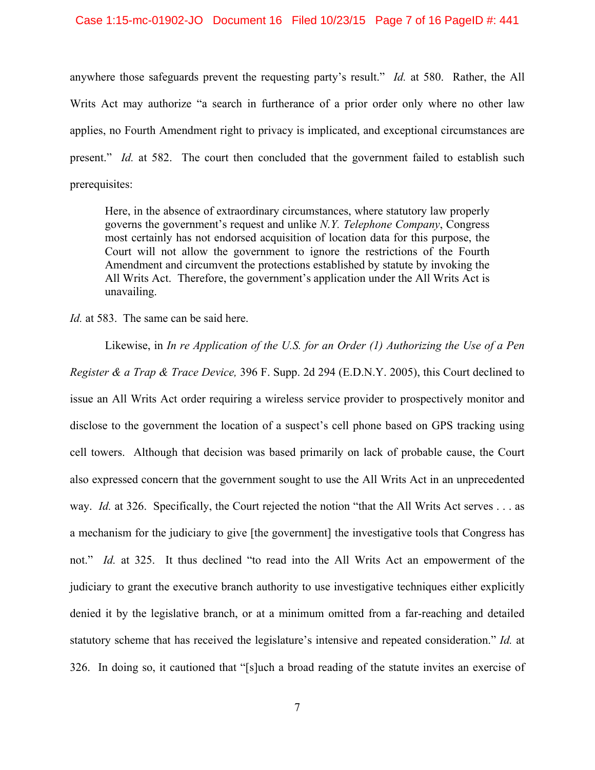anywhere those safeguards prevent the requesting party's result." *Id.* at 580. Rather, the All Writs Act may authorize "a search in furtherance of a prior order only where no other law applies, no Fourth Amendment right to privacy is implicated, and exceptional circumstances are present." *Id.* at 582. The court then concluded that the government failed to establish such prerequisites:

> Here, in the absence of extraordinary circumstances, where statutory law properly governs the government's request and unlike *N.Y. Telephone Company*, Congress most certainly has not endorsed acquisition of location data for this purpose, the Court will not allow the government to ignore the restrictions of the Fourth Amendment and circumvent the protections established by statute by invoking the All Writs Act. Therefore, the government's application under the All Writs Act is unavailing.

*Id.* at 583. The same can be said here.

Likewise, in *In re Application of the U.S. for an Order (1) Authorizing the Use of a Pen Register & a Trap & Trace Device,* 396 F. Supp. 2d 294 (E.D.N.Y. 2005), this Court declined to issue an All Writs Act order requiring a wireless service provider to prospectively monitor and disclose to the government the location of a suspect's cell phone based on GPS tracking using cell towers. Although that decision was based primarily on lack of probable cause, the Court also expressed concern that the government sought to use the All Writs Act in an unprecedented way. *Id.* at 326. Specifically, the Court rejected the notion "that the All Writs Act serves . . . as a mechanism for the judiciary to give [the government] the investigative tools that Congress has not." *Id.* at 325. It thus declined "to read into the All Writs Act an empowerment of the judiciary to grant the executive branch authority to use investigative techniques either explicitly denied it by the legislative branch, or at a minimum omitted from a far-reaching and detailed statutory scheme that has received the legislature's intensive and repeated consideration." *Id.* at 326. In doing so, it cautioned that "[s]uch a broad reading of the statute invites an exercise of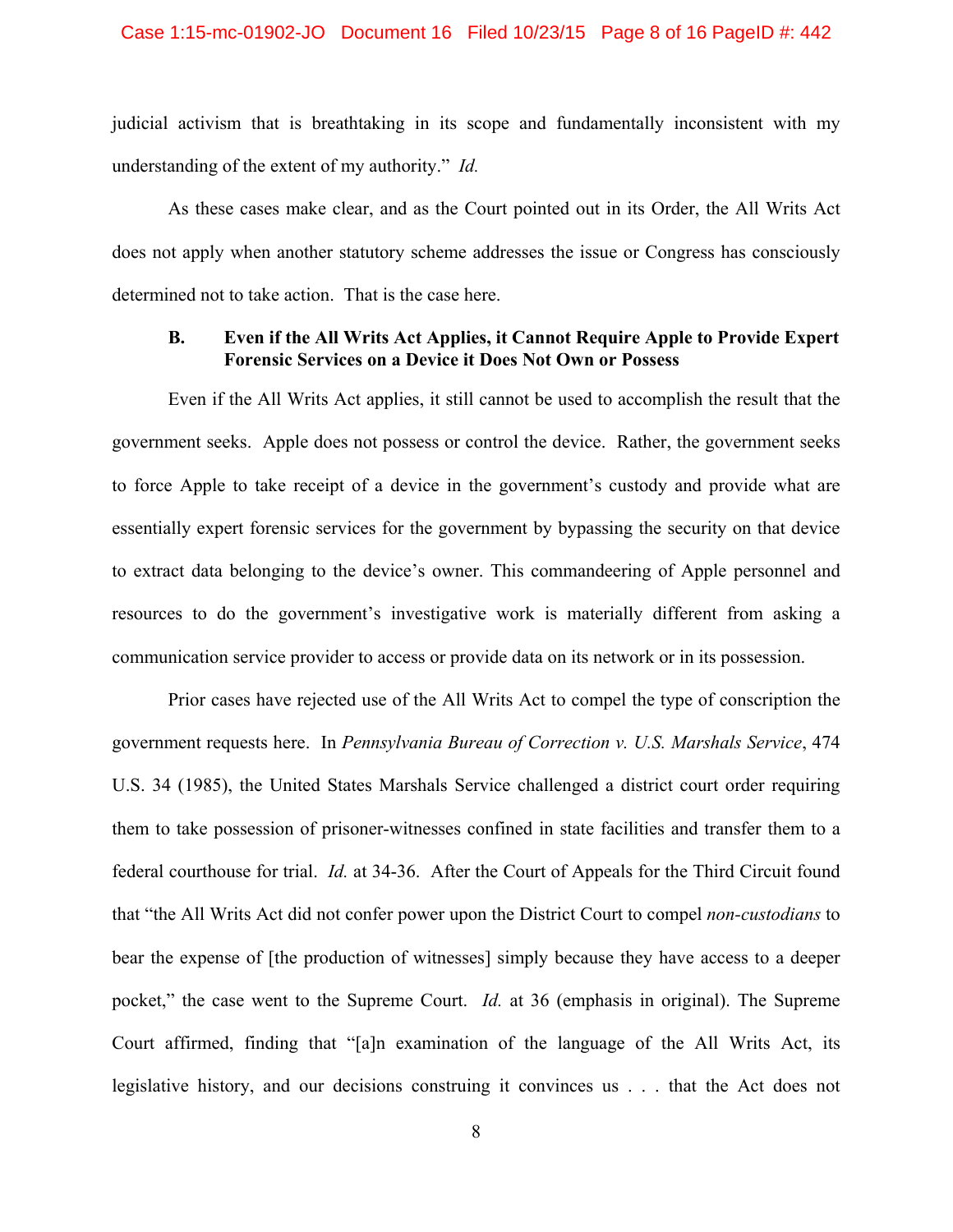judicial activism that is breathtaking in its scope and fundamentally inconsistent with my understanding of the extent of my authority." *Id.*

As these cases make clear, and as the Court pointed out in its Order, the All Writs Act does not apply when another statutory scheme addresses the issue or Congress has consciously determined not to take action. That is the case here.

### B. Even if the All Writs Act Applies, it Cannot Require Apple to Provide Expert Forensic Services on a Device it Does Not Own or Possess

Even if the All Writs Act applies, it still cannot be used to accomplish the result that the government seeks. Apple does not possess or control the device. Rather, the government seeks to force Apple to take receipt of a device in the government's custody and provide what are essentially expert forensic services for the government by bypassing the security on that device to extract data belonging to the device's owner. This commandeering of Apple personnel and resources to do the government's investigative work is materially different from asking a communication service provider to access or provide data on its network or in its possession.

Prior cases have rejected use of the All Writs Act to compel the type of conscription the government requests here. In *Pennsylvania Bureau of Correction v. U.S. Marshals Service*, 474 U.S. 34 (1985), the United States Marshals Service challenged a district court order requiring them to take possession of prisoner-witnesses confined in state facilities and transfer them to a federal courthouse for trial. *Id.* at 34-36. After the Court of Appeals for the Third Circuit found that "the All Writs Act did not confer power upon the District Court to compel *non-custodians* to bear the expense of [the production of witnesses] simply because they have access to a deeper pocket," the case went to the Supreme Court. *Id.* at 36 (emphasis in original). The Supreme Court affirmed, finding that "[a]n examination of the language of the All Writs Act, its legislative history, and our decisions construing it convinces us . . . that the Act does not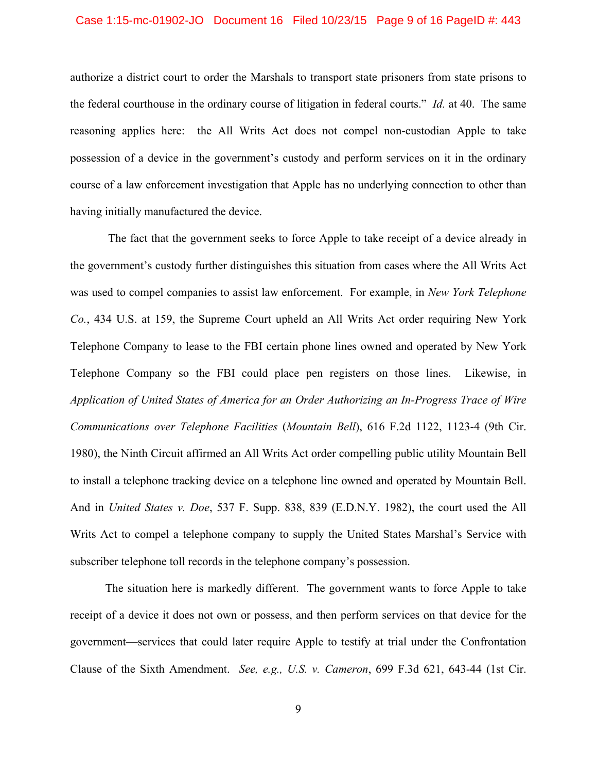authorize a district court to order the Marshals to transport state prisoners from state prisons to the federal courthouse in the ordinary course of litigation in federal courts." *Id.* at 40. The same reasoning applies here: the All Writs Act does not compel non-custodian Apple to take possession of a device in the government's custody and perform services on it in the ordinary course of a law enforcement investigation that Apple has no underlying connection to other than having initially manufactured the device.

The fact that the government seeks to force Apple to take receipt of a device already in the government's custody further distinguishes this situation from cases where the All Writs Act was used to compel companies to assist law enforcement. For example, in *New York Telephone Co.*, 434 U.S. at 159, the Supreme Court upheld an All Writs Act order requiring New York Telephone Company to lease to the FBI certain phone lines owned and operated by New York Telephone Company so the FBI could place pen registers on those lines. Likewise, in *Application of United States of America for an Order Authorizing an In-Progress Trace of Wire Communications over Telephone Facilities* (*Mountain Bell*), 616 F.2d 1122, 1123-4 (9th Cir. 1980), the Ninth Circuit affirmed an All Writs Act order compelling public utility Mountain Bell to install a telephone tracking device on a telephone line owned and operated by Mountain Bell. And in *United States v. Doe*, 537 F. Supp. 838, 839 (E.D.N.Y. 1982), the court used the All Writs Act to compel a telephone company to supply the United States Marshal's Service with subscriber telephone toll records in the telephone company's possession.

The situation here is markedly different. The government wants to force Apple to take receipt of a device it does not own or possess, and then perform services on that device for the government—services that could later require Apple to testify at trial under the Confrontation Clause of the Sixth Amendment. *See, e.g., U.S. v. Cameron*, 699 F.3d 621, 643-44 (1st Cir.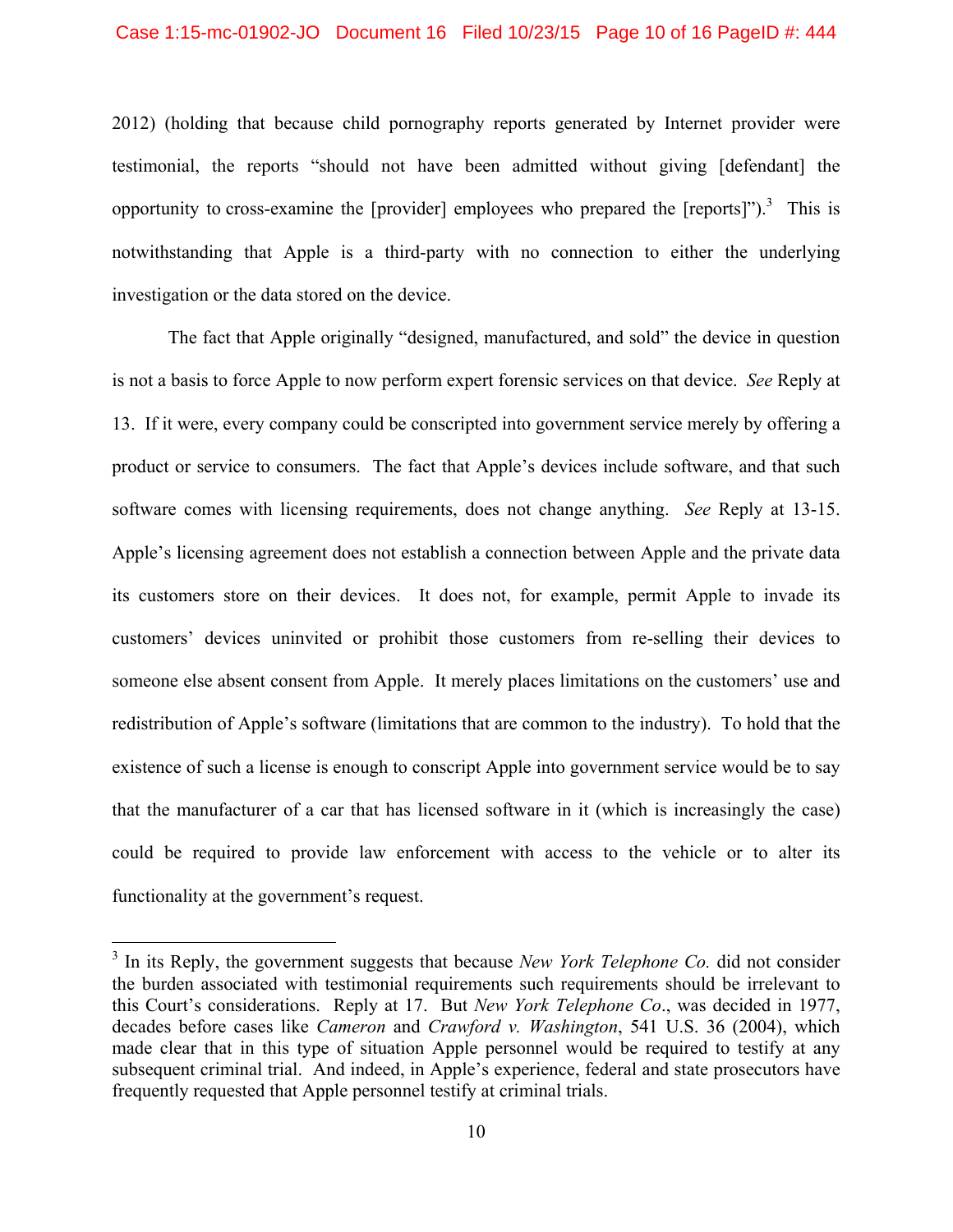2012) (holding that because child pornography reports generated by Internet provider were testimonial, the reports "should not have been admitted without giving [defendant] the opportunity to cross-examine the [provider] employees who prepared the [reports]").[3] This is notwithstanding that Apple is a third-party with no connection to either the underlying investigation or the data stored on the device.

The fact that Apple originally "designed, manufactured, and sold" the device in question is not a basis to force Apple to now perform expert forensic services on that device. *See* Reply at 13. If it were, every company could be conscripted into government service merely by offering a product or service to consumers. The fact that Apple's devices include software, and that such software comes with licensing requirements, does not change anything. *See* Reply at 13-15. Apple's licensing agreement does not establish a connection between Apple and the private data its customers store on their devices. It does not, for example, permit Apple to invade its customers' devices uninvited or prohibit those customers from re-selling their devices to someone else absent consent from Apple. It merely places limitations on the customers' use and redistribution of Apple's software (limitations that are common to the industry). To hold that the existence of such a license is enough to conscript Apple into government service would be to say that the manufacturer of a car that has licensed software in it (which is increasingly the case) could be required to provide law enforcement with access to the vehicle or to alter its functionality at the government's request.

---

[3] In its Reply, the government suggests that because *New York Telephone Co.* did not consider the burden associated with testimonial requirements such requirements should be irrelevant to this Court's considerations. Reply at 17. But *New York Telephone Co*., was decided in 1977, decades before cases like *Cameron* and *Crawford v. Washington*, 541 U.S. 36 (2004), which made clear that in this type of situation Apple personnel would be required to testify at any subsequent criminal trial. And indeed, in Apple's experience, federal and state prosecutors have frequently requested that Apple personnel testify at criminal trials.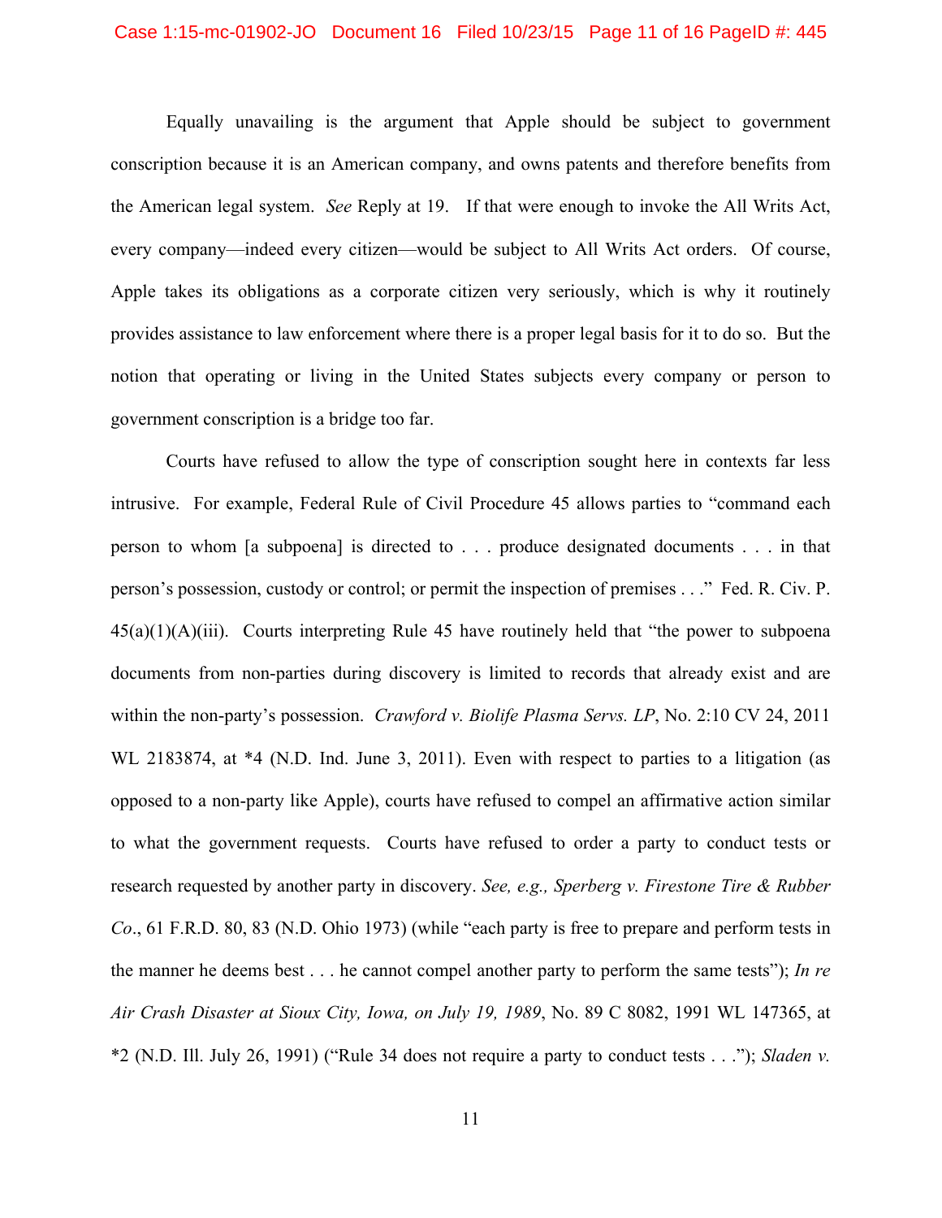Equally unavailing is the argument that Apple should be subject to government conscription because it is an American company, and owns patents and therefore benefits from the American legal system. *See* Reply at 19. If that were enough to invoke the All Writs Act, every company—indeed every citizen—would be subject to All Writs Act orders. Of course, Apple takes its obligations as a corporate citizen very seriously, which is why it routinely provides assistance to law enforcement where there is a proper legal basis for it to do so. But the notion that operating or living in the United States subjects every company or person to government conscription is a bridge too far.

Courts have refused to allow the type of conscription sought here in contexts far less intrusive. For example, Federal Rule of Civil Procedure 45 allows parties to "command each person to whom [a subpoena] is directed to . . . produce designated documents . . . in that person's possession, custody or control; or permit the inspection of premises . . ." Fed. R. Civ. P. 45(a)(1)(A)(iii). Courts interpreting Rule 45 have routinely held that "the power to subpoena documents from non-parties during discovery is limited to records that already exist and are within the non-party's possession. *Crawford v. Biolife Plasma Servs. LP*, No. 2:10 CV 24, 2011 WL 2183874, at *4 (N.D. Ind. June 3, 2011). Even with respect to parties to a litigation (as opposed to a non-party like Apple), courts have refused to compel an affirmative action similar to what the government requests. Courts have refused to order a party to conduct tests or research requested by another party in discovery. *See, e.g., Sperberg v. Firestone Tire & Rubber Co*., 61 F.R.D. 80, 83 (N.D. Ohio 1973) (while "each party is free to prepare and perform tests in the manner he deems best . . . he cannot compel another party to perform the same tests"); *In re Air Crash Disaster at Sioux City, Iowa, on July 19, 1989*, No. 89 C 8082, 1991 WL 147365, at *2 (N.D. Ill. July 26, 1991) ("Rule 34 does not require a party to conduct tests . . ."); *Sladen v.*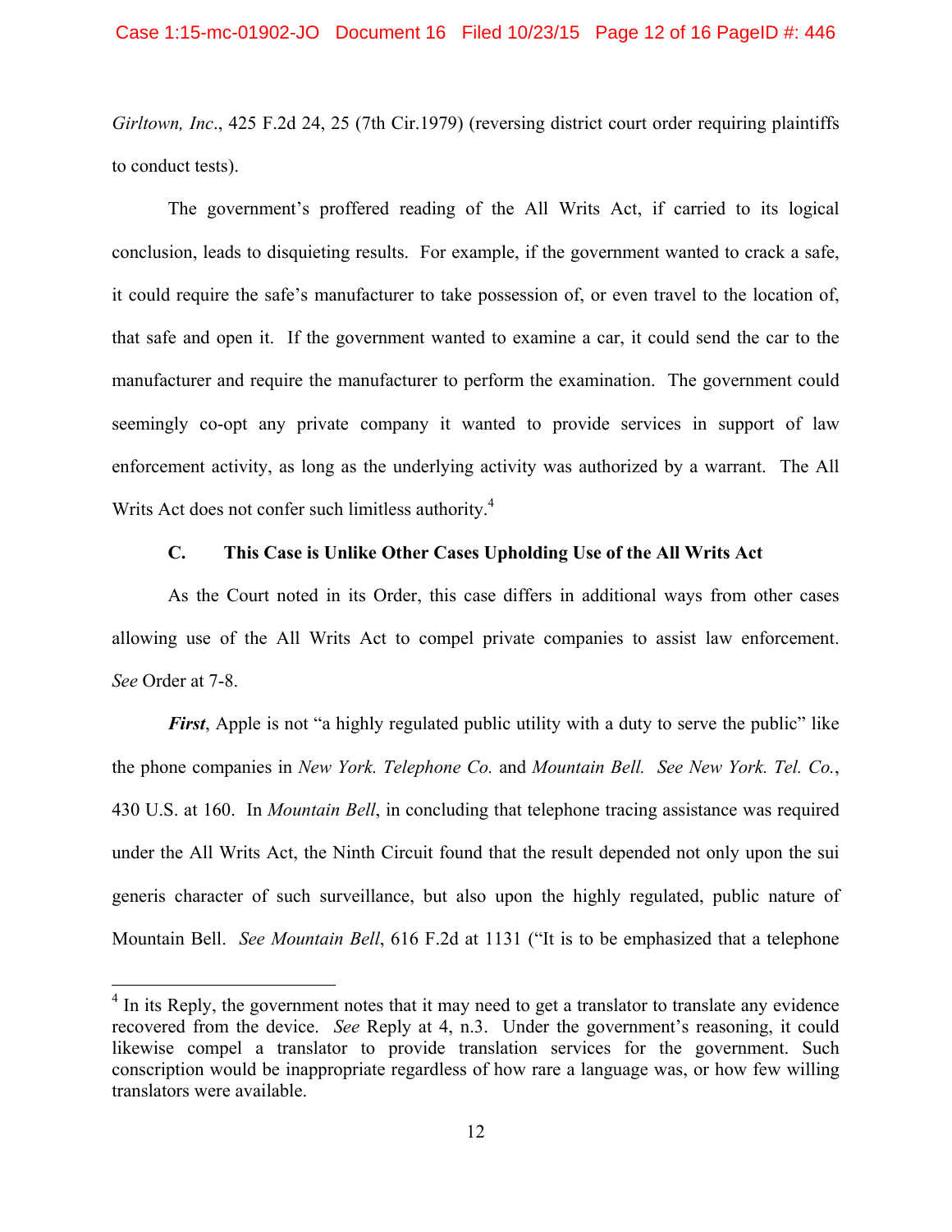*Girltown, Inc*., 425 F.2d 24, 25 (7th Cir.1979) (reversing district court order requiring plaintiffs to conduct tests).

The government's proffered reading of the All Writs Act, if carried to its logical conclusion, leads to disquieting results. For example, if the government wanted to crack a safe, it could require the safe's manufacturer to take possession of, or even travel to the location of, that safe and open it. If the government wanted to examine a car, it could send the car to the manufacturer and require the manufacturer to perform the examination. The government could seemingly co-opt any private company it wanted to provide services in support of law enforcement activity, as long as the underlying activity was authorized by a warrant. The All Writs Act does not confer such limitless authority.[4]

### C. This Case is Unlike Other Cases Upholding Use of the All Writs Act

As the Court noted in its Order, this case differs in additional ways from other cases allowing use of the All Writs Act to compel private companies to assist law enforcement. *See* Order at 7-8.

***First***, Apple is not "a highly regulated public utility with a duty to serve the public" like the phone companies in *New York. Telephone Co.* and *Mountain Bell*. *See New York. Tel. Co.*, 430 U.S. at 160. In *Mountain Bell*, in concluding that telephone tracing assistance was required under the All Writs Act, the Ninth Circuit found that the result depended not only upon the sui generis character of such surveillance, but also upon the highly regulated, public nature of Mountain Bell. *See Mountain Bell*, 616 F.2d at 1131 ("It is to be emphasized that a telephone

[4] In its Reply, the government notes that it may need to get a translator to translate any evidence recovered from the device. *See* Reply at 4, n.3. Under the government's reasoning, it could likewise compel a translator to provide translation services for the government. Such conscription would be inappropriate regardless of how rare a language was, or how few willing translators were available.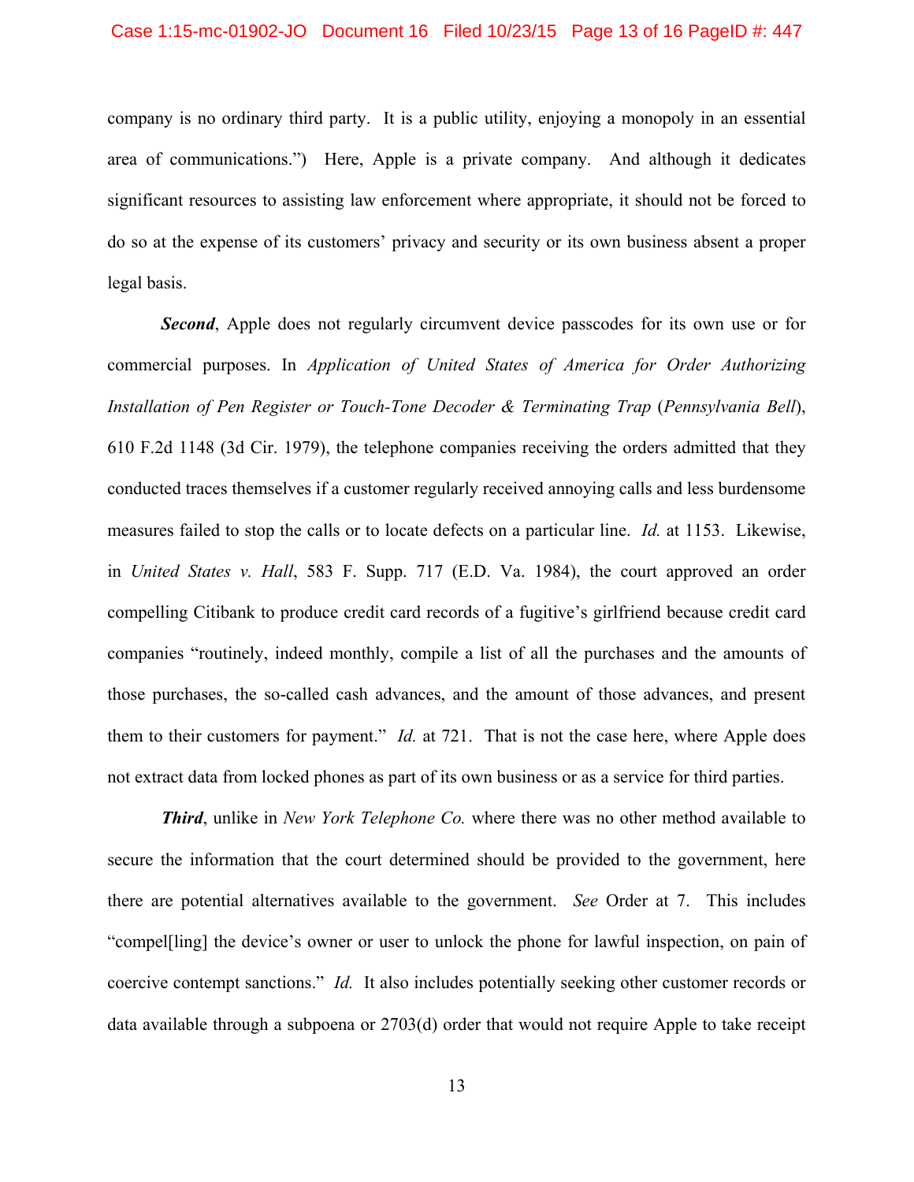company is no ordinary third party. It is a public utility, enjoying a monopoly in an essential area of communications.") Here, Apple is a private company. And although it dedicates significant resources to assisting law enforcement where appropriate, it should not be forced to do so at the expense of its customers' privacy and security or its own business absent a proper legal basis.

***Second***, Apple does not regularly circumvent device passcodes for its own use or for commercial purposes. In *Application of United States of America for Order Authorizing Installation of Pen Register or Touch-Tone Decoder & Terminating Trap* (*Pennsylvania Bell*), 610 F.2d 1148 (3d Cir. 1979), the telephone companies receiving the orders admitted that they conducted traces themselves if a customer regularly received annoying calls and less burdensome measures failed to stop the calls or to locate defects on a particular line. *Id.* at 1153. Likewise, in *United States v. Hall*, 583 F. Supp. 717 (E.D. Va. 1984), the court approved an order compelling Citibank to produce credit card records of a fugitive's girlfriend because credit card companies "routinely, indeed monthly, compile a list of all the purchases and the amounts of those purchases, the so-called cash advances, and the amount of those advances, and present them to their customers for payment." *Id.* at 721. That is not the case here, where Apple does not extract data from locked phones as part of its own business or as a service for third parties.

***Third***, unlike in *New York Telephone Co.* where there was no other method available to secure the information that the court determined should be provided to the government, here there are potential alternatives available to the government. *See* Order at 7. This includes "compel[ling] the device's owner or user to unlock the phone for lawful inspection, on pain of coercive contempt sanctions." *Id.* It also includes potentially seeking other customer records or data available through a subpoena or 2703(d) order that would not require Apple to take receipt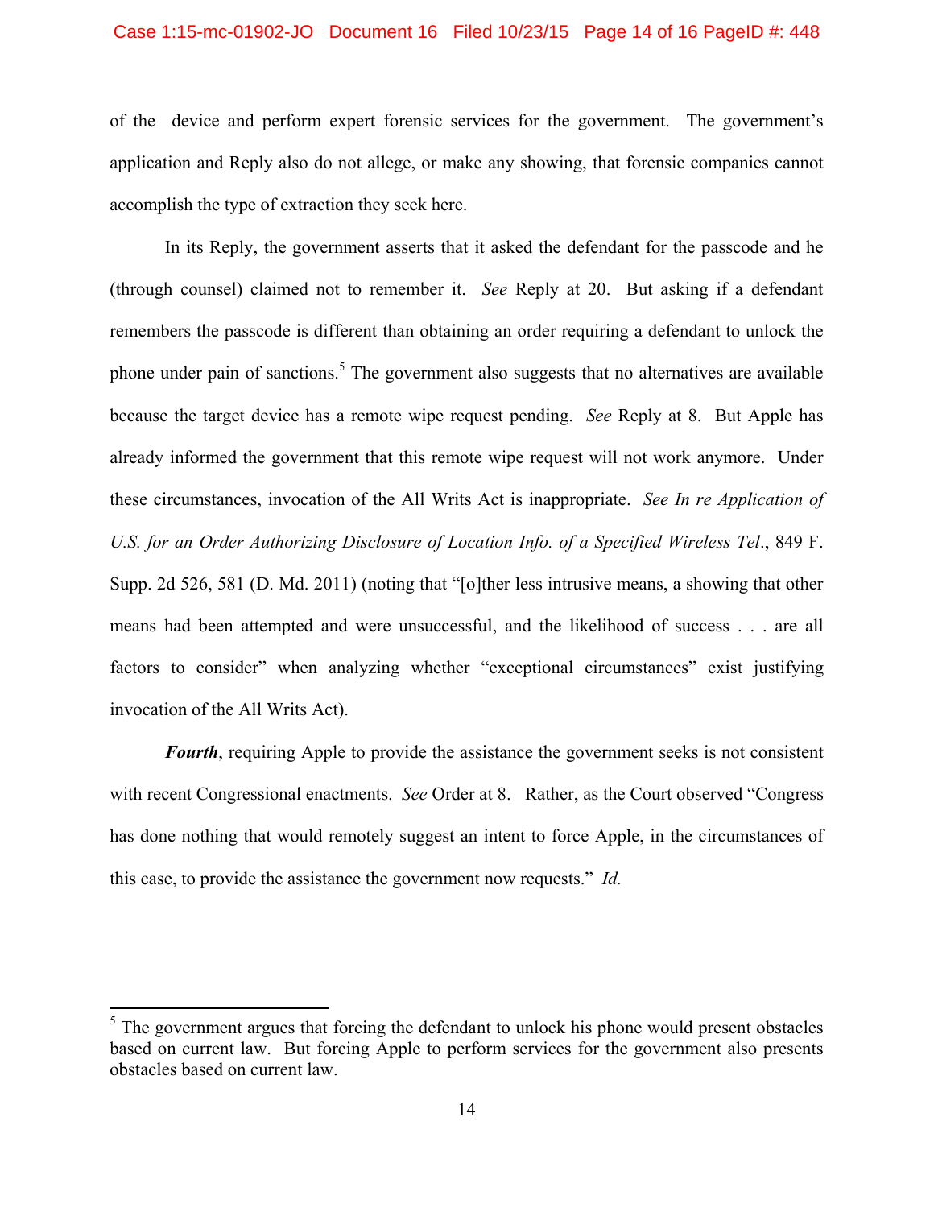of the device and perform expert forensic services for the government. The government's application and Reply also do not allege, or make any showing, that forensic companies cannot accomplish the type of extraction they seek here.

In its Reply, the government asserts that it asked the defendant for the passcode and he (through counsel) claimed not to remember it. *See* Reply at 20. But asking if a defendant remembers the passcode is different than obtaining an order requiring a defendant to unlock the phone under pain of sanctions.[5] The government also suggests that no alternatives are available because the target device has a remote wipe request pending. *See* Reply at 8. But Apple has already informed the government that this remote wipe request will not work anymore. Under these circumstances, invocation of the All Writs Act is inappropriate. *See In re Application of U.S. for an Order Authorizing Disclosure of Location Info. of a Specified Wireless Tel.*, 849 F. Supp. 2d 526, 581 (D. Md. 2011) (noting that "[o]ther less intrusive means, a showing that other means had been attempted and were unsuccessful, and the likelihood of success . . . are all factors to consider" when analyzing whether "exceptional circumstances" exist justifying invocation of the All Writs Act).

***Fourth***, requiring Apple to provide the assistance the government seeks is not consistent with recent Congressional enactments. *See* Order at 8. Rather, as the Court observed "Congress has done nothing that would remotely suggest an intent to force Apple, in the circumstances of this case, to provide the assistance the government now requests." *Id.*

---

[5] The government argues that forcing the defendant to unlock his phone would present obstacles based on current law. But forcing Apple to perform services for the government also presents obstacles based on current law.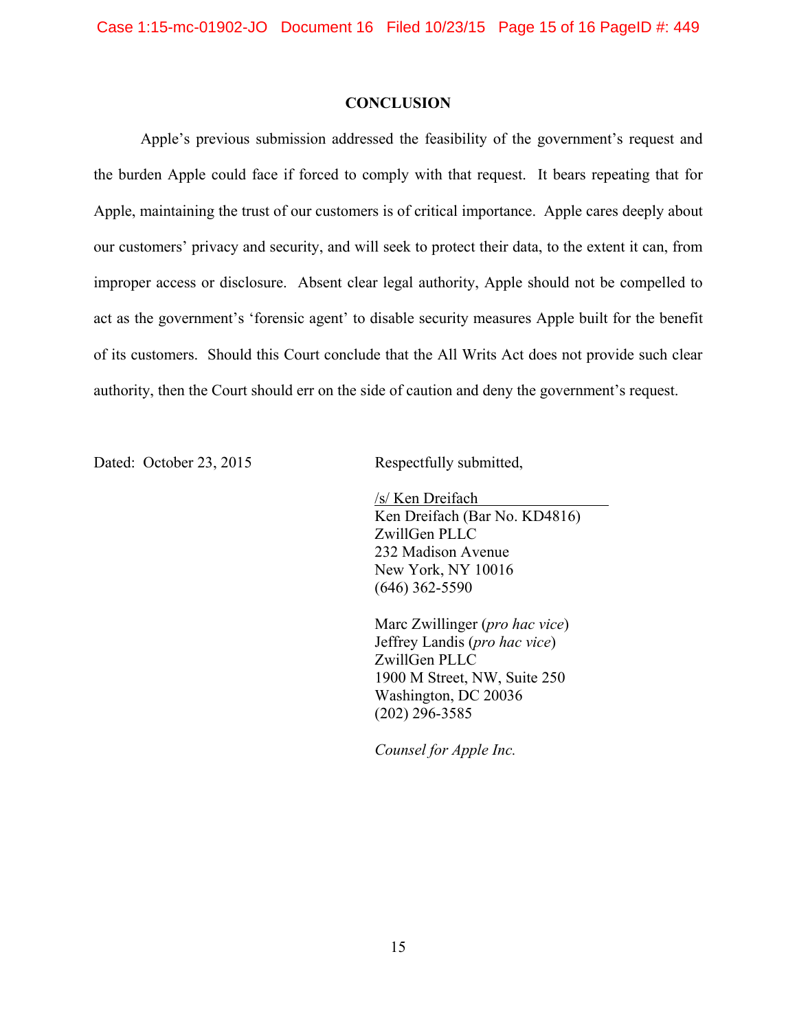## CONCLUSION

Apple's previous submission addressed the feasibility of the government's request and the burden Apple could face if forced to comply with that request. It bears repeating that for Apple, maintaining the trust of our customers is of critical importance. Apple cares deeply about our customers' privacy and security, and will seek to protect their data, to the extent it can, from improper access or disclosure. Absent clear legal authority, Apple should not be compelled to act as the government's 'forensic agent' to disable security measures Apple built for the benefit of its customers. Should this Court conclude that the All Writs Act does not provide such clear authority, then the Court should err on the side of caution and deny the government's request.

Dated: October 23, 2015

Respectfully submitted,

/s/ Ken Dreifach
Ken Dreifach (Bar No. KD4816)
ZwillGen PLLC
232 Madison Avenue
New York, NY 10016
(646) 362-5590

Marc Zwillinger (*pro hac vice*)
Jeffrey Landis (*pro hac vice*)
ZwillGen PLLC
1900 M Street, NW, Suite 250
Washington, DC 20036
(202) 296-3585

*Counsel for Apple Inc.*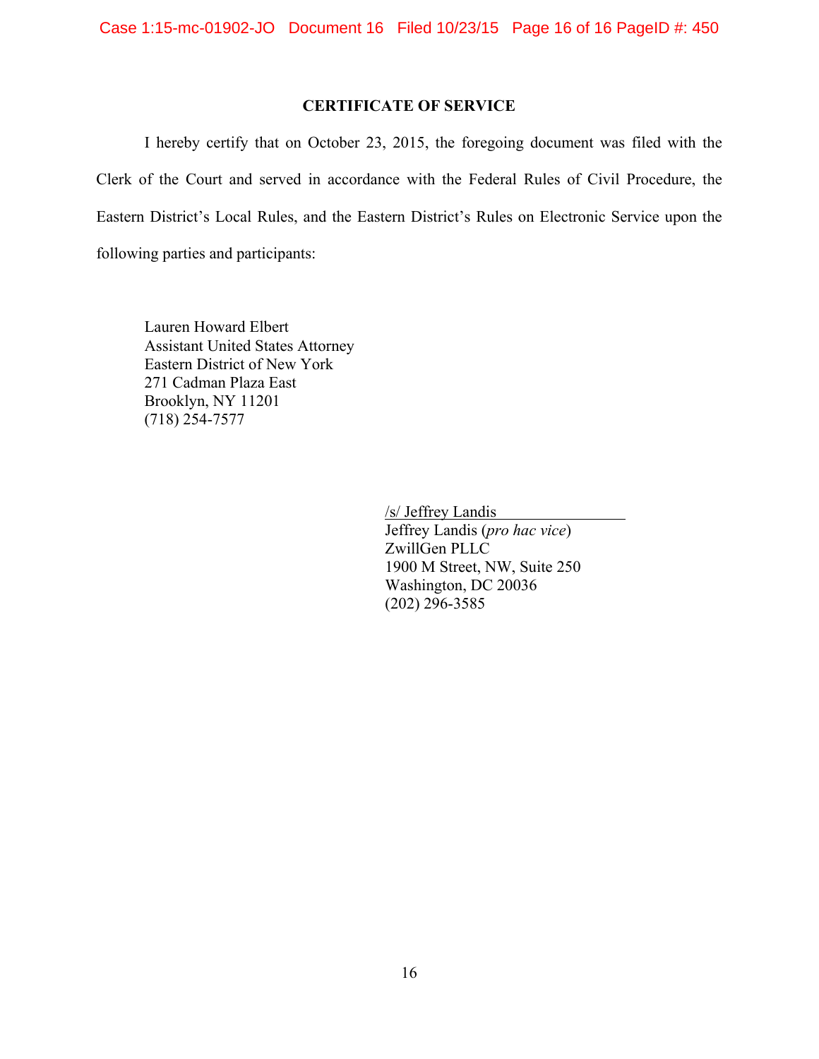**CERTIFICATE OF SERVICE**

I hereby certify that on October 23, 2015, the foregoing document was filed with the Clerk of the Court and served in accordance with the Federal Rules of Civil Procedure, the Eastern District's Local Rules, and the Eastern District's Rules on Electronic Service upon the following parties and participants:

Lauren Howard Elbert
Assistant United States Attorney
Eastern District of New York
271 Cadman Plaza East
Brooklyn, NY 11201
(718) 254-7577

/s/ Jeffrey Landis
Jeffrey Landis (*pro hac vice*)
ZwillGen PLLC
1900 M Street, NW, Suite 250
Washington, DC 20036
(202) 296-3585